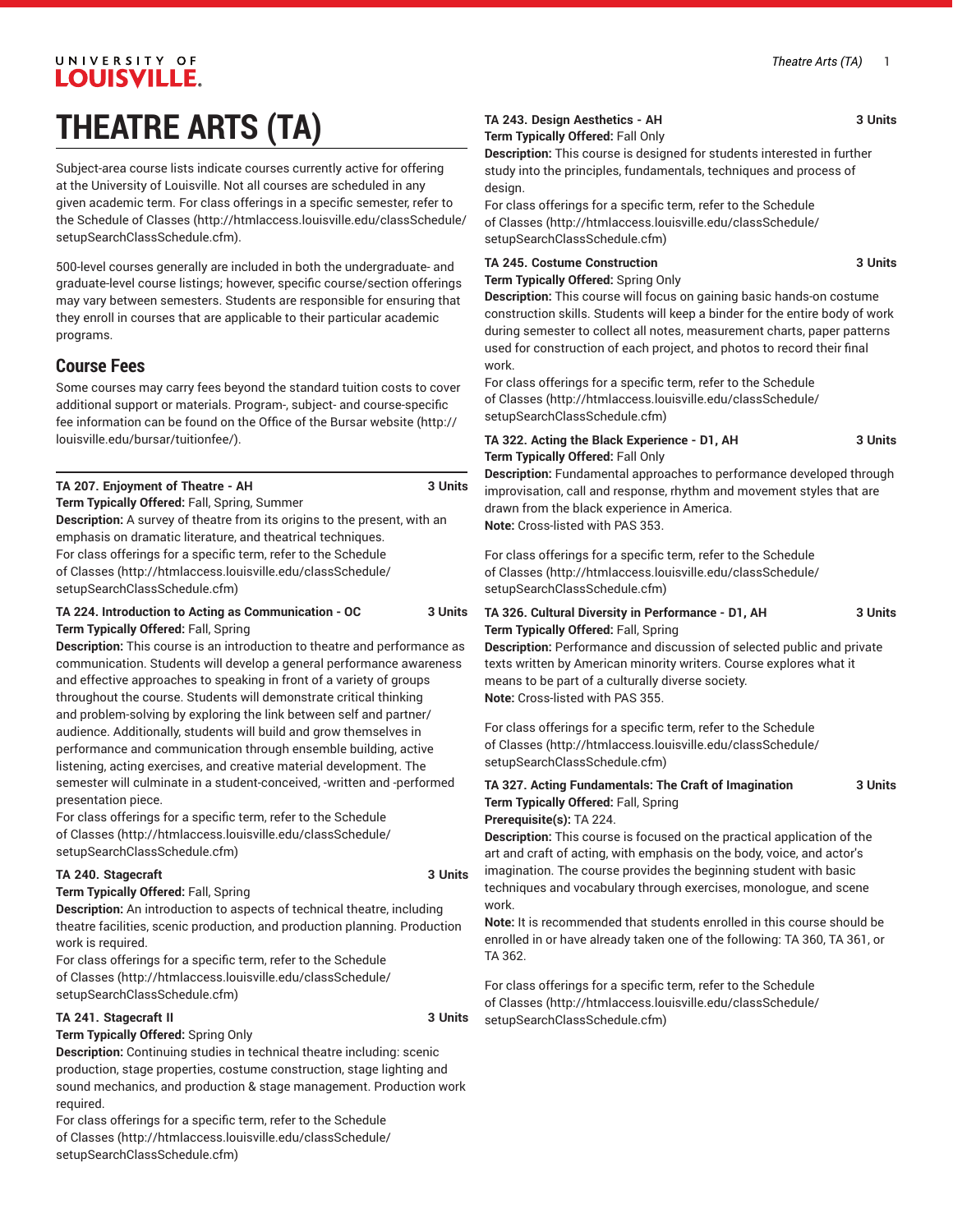# THEATRE ARTS (TA)

Subject-area course lists indicate courses currently active for offering at the University of Louisville. Not all courses are scheduled in any given academic term. For class offerings in a specific semester, refer to the Schedule of Classes (http://htmlaccess.louisville.edu/classSchedule/setupSearchClassSchedule.cfm).

500-level courses generally are included in both the undergraduate- and graduate-level course listings; however, specific course/section offerings may vary between semesters. Students are responsible for ensuring that they enroll in courses that are applicable to their particular academic programs.

## Course Fees

Some courses may carry fees beyond the standard tuition costs to cover additional support or materials. Program-, subject- and course-specific fee information can be found on the Office of the Bursar website (http://louisville.edu/bursar/tuitionfee/).

**TA 207. Enjoyment of Theatre - AH** **3 Units**
**Term Typically Offered:** Fall, Spring, Summer
**Description:** A survey of theatre from its origins to the present, with an emphasis on dramatic literature, and theatrical techniques.
For class offerings for a specific term, refer to the Schedule of Classes (http://htmlaccess.louisville.edu/classSchedule/setupSearchClassSchedule.cfm)

**TA 224. Introduction to Acting as Communication - OC** **3 Units**
**Term Typically Offered:** Fall, Spring
**Description:** This course is an introduction to theatre and performance as communication. Students will develop a general performance awareness and effective approaches to speaking in front of a variety of groups throughout the course. Students will demonstrate critical thinking and problem-solving by exploring the link between self and partner/audience. Additionally, students will build and grow themselves in performance and communication through ensemble building, active listening, acting exercises, and creative material development. The semester will culminate in a student-conceived, -written and -performed presentation piece.
For class offerings for a specific term, refer to the Schedule of Classes (http://htmlaccess.louisville.edu/classSchedule/setupSearchClassSchedule.cfm)

**TA 240. Stagecraft** **3 Units**
**Term Typically Offered:** Fall, Spring
**Description:** An introduction to aspects of technical theatre, including theatre facilities, scenic production, and production planning. Production work is required.
For class offerings for a specific term, refer to the Schedule of Classes (http://htmlaccess.louisville.edu/classSchedule/setupSearchClassSchedule.cfm)

**TA 241. Stagecraft II** **3 Units**
**Term Typically Offered:** Spring Only
**Description:** Continuing studies in technical theatre including: scenic production, stage properties, costume construction, stage lighting and sound mechanics, and production & stage management. Production work required.
For class offerings for a specific term, refer to the Schedule of Classes (http://htmlaccess.louisville.edu/classSchedule/setupSearchClassSchedule.cfm)

**TA 243. Design Aesthetics - AH** **3 Units**
**Term Typically Offered:** Fall Only
**Description:** This course is designed for students interested in further study into the principles, fundamentals, techniques and process of design.
For class offerings for a specific term, refer to the Schedule of Classes (http://htmlaccess.louisville.edu/classSchedule/setupSearchClassSchedule.cfm)

**TA 245. Costume Construction** **3 Units**
**Term Typically Offered:** Spring Only
**Description:** This course will focus on gaining basic hands-on costume construction skills. Students will keep a binder for the entire body of work during semester to collect all notes, measurement charts, paper patterns used for construction of each project, and photos to record their final work.
For class offerings for a specific term, refer to the Schedule of Classes (http://htmlaccess.louisville.edu/classSchedule/setupSearchClassSchedule.cfm)

**TA 322. Acting the Black Experience - D1, AH** **3 Units**
**Term Typically Offered:** Fall Only
**Description:** Fundamental approaches to performance developed through improvisation, call and response, rhythm and movement styles that are drawn from the black experience in America.
**Note:** Cross-listed with PAS 353.

For class offerings for a specific term, refer to the Schedule of Classes (http://htmlaccess.louisville.edu/classSchedule/setupSearchClassSchedule.cfm)

**TA 326. Cultural Diversity in Performance - D1, AH** **3 Units**
**Term Typically Offered:** Fall, Spring
**Description:** Performance and discussion of selected public and private texts written by American minority writers. Course explores what it means to be part of a culturally diverse society.
**Note:** Cross-listed with PAS 355.

For class offerings for a specific term, refer to the Schedule of Classes (http://htmlaccess.louisville.edu/classSchedule/setupSearchClassSchedule.cfm)

**TA 327. Acting Fundamentals: The Craft of Imagination** **3 Units**
**Term Typically Offered:** Fall, Spring
**Prerequisite(s):** TA 224.
**Description:** This course is focused on the practical application of the art and craft of acting, with emphasis on the body, voice, and actor's imagination. The course provides the beginning student with basic techniques and vocabulary through exercises, monologue, and scene work.
**Note:** It is recommended that students enrolled in this course should be enrolled in or have already taken one of the following: TA 360, TA 361, or TA 362.

For class offerings for a specific term, refer to the Schedule of Classes (http://htmlaccess.louisville.edu/classSchedule/setupSearchClassSchedule.cfm)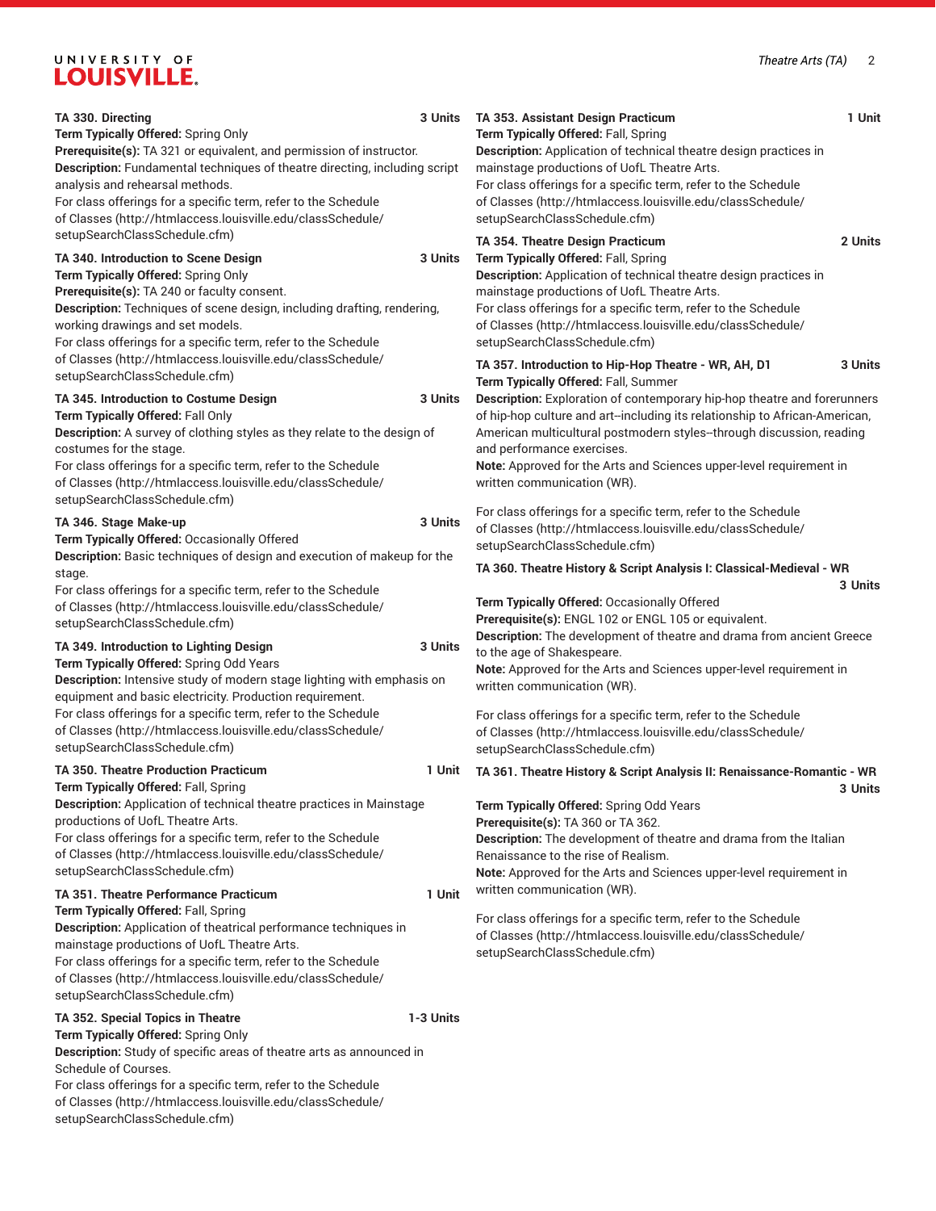**TA 330. Directing** **3 Units**
**Term Typically Offered:** Spring Only
**Prerequisite(s):** TA 321 or equivalent, and permission of instructor.
**Description:** Fundamental techniques of theatre directing, including script analysis and rehearsal methods.
For class offerings for a specific term, refer to the Schedule of Classes (http://htmlaccess.louisville.edu/classSchedule/setupSearchClassSchedule.cfm)

**TA 340. Introduction to Scene Design** **3 Units**
**Term Typically Offered:** Spring Only
**Prerequisite(s):** TA 240 or faculty consent.
**Description:** Techniques of scene design, including drafting, rendering, working drawings and set models.
For class offerings for a specific term, refer to the Schedule of Classes (http://htmlaccess.louisville.edu/classSchedule/setupSearchClassSchedule.cfm)

**TA 345. Introduction to Costume Design** **3 Units**
**Term Typically Offered:** Fall Only
**Description:** A survey of clothing styles as they relate to the design of costumes for the stage.
For class offerings for a specific term, refer to the Schedule of Classes (http://htmlaccess.louisville.edu/classSchedule/setupSearchClassSchedule.cfm)

**TA 346. Stage Make-up** **3 Units**
**Term Typically Offered:** Occasionally Offered
**Description:** Basic techniques of design and execution of makeup for the stage.
For class offerings for a specific term, refer to the Schedule of Classes (http://htmlaccess.louisville.edu/classSchedule/setupSearchClassSchedule.cfm)

**TA 349. Introduction to Lighting Design** **3 Units**
**Term Typically Offered:** Spring Odd Years
**Description:** Intensive study of modern stage lighting with emphasis on equipment and basic electricity. Production requirement.
For class offerings for a specific term, refer to the Schedule of Classes (http://htmlaccess.louisville.edu/classSchedule/setupSearchClassSchedule.cfm)

**TA 350. Theatre Production Practicum** **1 Unit**
**Term Typically Offered:** Fall, Spring
**Description:** Application of technical theatre practices in Mainstage productions of UofL Theatre Arts.
For class offerings for a specific term, refer to the Schedule of Classes (http://htmlaccess.louisville.edu/classSchedule/setupSearchClassSchedule.cfm)

**TA 351. Theatre Performance Practicum** **1 Unit**
**Term Typically Offered:** Fall, Spring
**Description:** Application of theatrical performance techniques in mainstage productions of UofL Theatre Arts.
For class offerings for a specific term, refer to the Schedule of Classes (http://htmlaccess.louisville.edu/classSchedule/setupSearchClassSchedule.cfm)

**TA 352. Special Topics in Theatre** **1-3 Units**
**Term Typically Offered:** Spring Only
**Description:** Study of specific areas of theatre arts as announced in Schedule of Courses.
For class offerings for a specific term, refer to the Schedule of Classes (http://htmlaccess.louisville.edu/classSchedule/setupSearchClassSchedule.cfm)

**TA 353. Assistant Design Practicum** **1 Unit**
**Term Typically Offered:** Fall, Spring
**Description:** Application of technical theatre design practices in mainstage productions of UofL Theatre Arts.
For class offerings for a specific term, refer to the Schedule of Classes (http://htmlaccess.louisville.edu/classSchedule/setupSearchClassSchedule.cfm)

**TA 354. Theatre Design Practicum** **2 Units**
**Term Typically Offered:** Fall, Spring
**Description:** Application of technical theatre design practices in mainstage productions of UofL Theatre Arts.
For class offerings for a specific term, refer to the Schedule of Classes (http://htmlaccess.louisville.edu/classSchedule/setupSearchClassSchedule.cfm)

**TA 357. Introduction to Hip-Hop Theatre - WR, AH, D1** **3 Units**
**Term Typically Offered:** Fall, Summer
**Description:** Exploration of contemporary hip-hop theatre and forerunners of hip-hop culture and art--including its relationship to African-American, American multicultural postmodern styles--through discussion, reading and performance exercises.
**Note:** Approved for the Arts and Sciences upper-level requirement in written communication (WR).

For class offerings for a specific term, refer to the Schedule of Classes (http://htmlaccess.louisville.edu/classSchedule/setupSearchClassSchedule.cfm)

**TA 360. Theatre History & Script Analysis I: Classical-Medieval - WR** **3 Units**
**Term Typically Offered:** Occasionally Offered
**Prerequisite(s):** ENGL 102 or ENGL 105 or equivalent.
**Description:** The development of theatre and drama from ancient Greece to the age of Shakespeare.
**Note:** Approved for the Arts and Sciences upper-level requirement in written communication (WR).

For class offerings for a specific term, refer to the Schedule of Classes (http://htmlaccess.louisville.edu/classSchedule/setupSearchClassSchedule.cfm)

**TA 361. Theatre History & Script Analysis II: Renaissance-Romantic - WR** **3 Units**
**Term Typically Offered:** Spring Odd Years
**Prerequisite(s):** TA 360 or TA 362.
**Description:** The development of theatre and drama from the Italian Renaissance to the rise of Realism.
**Note:** Approved for the Arts and Sciences upper-level requirement in written communication (WR).

For class offerings for a specific term, refer to the Schedule of Classes (http://htmlaccess.louisville.edu/classSchedule/setupSearchClassSchedule.cfm)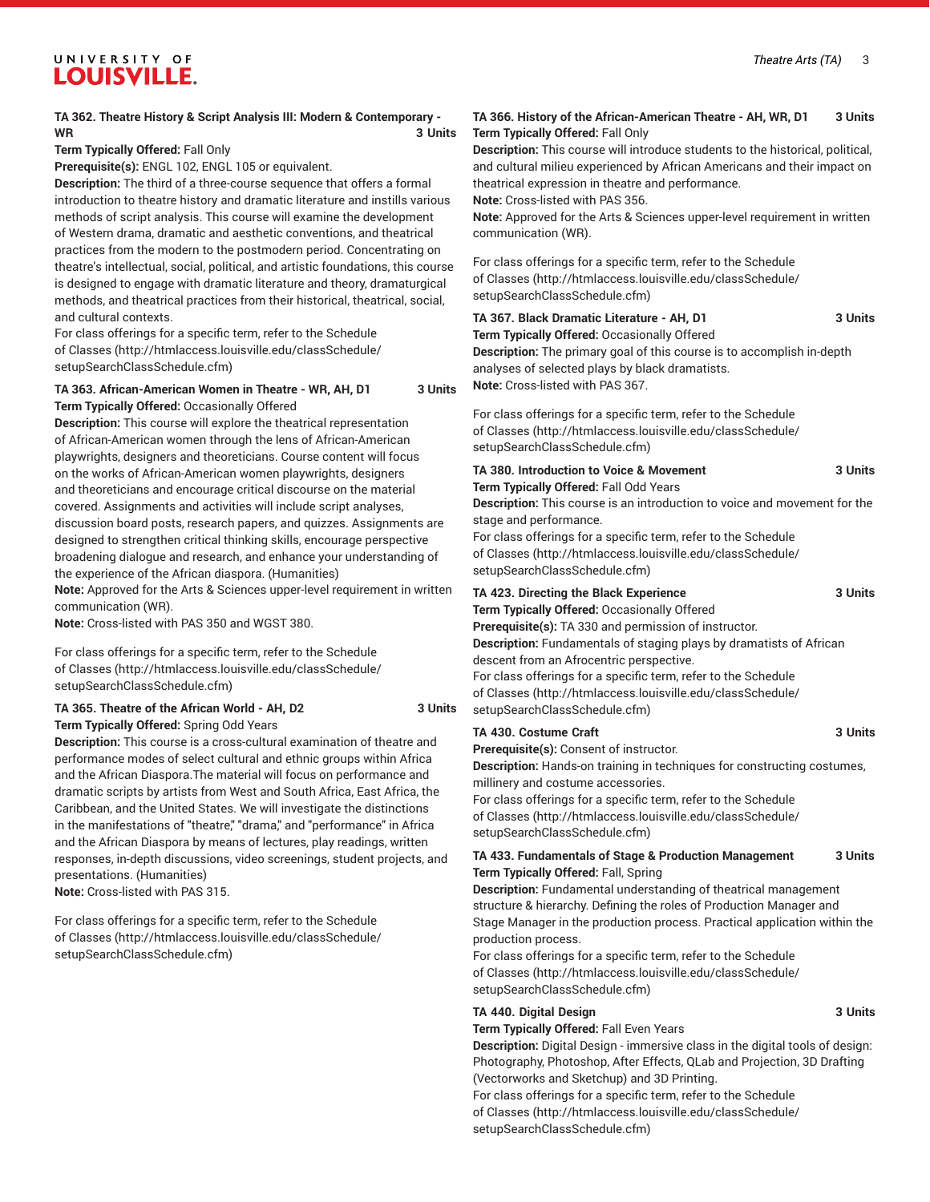**TA 362. Theatre History & Script Analysis III: Modern & Contemporary - WR** **3 Units**

**Term Typically Offered:** Fall Only

**Prerequisite(s):** ENGL 102, ENGL 105 or equivalent.

**Description:** The third of a three-course sequence that offers a formal introduction to theatre history and dramatic literature and instills various methods of script analysis. This course will examine the development of Western drama, dramatic and aesthetic conventions, and theatrical practices from the modern to the postmodern period. Concentrating on theatre's intellectual, social, political, and artistic foundations, this course is designed to engage with dramatic literature and theory, dramaturgical methods, and theatrical practices from their historical, theatrical, social, and cultural contexts.

For class offerings for a specific term, refer to the Schedule of Classes (http://htmlaccess.louisville.edu/classSchedule/setupSearchClassSchedule.cfm)

**TA 363. African-American Women in Theatre - WR, AH, D1** **3 Units**

**Term Typically Offered:** Occasionally Offered

**Description:** This course will explore the theatrical representation of African-American women through the lens of African-American playwrights, designers and theoreticians. Course content will focus on the works of African-American women playwrights, designers and theoreticians and encourage critical discourse on the material covered. Assignments and activities will include script analyses, discussion board posts, research papers, and quizzes. Assignments are designed to strengthen critical thinking skills, encourage perspective broadening dialogue and research, and enhance your understanding of the experience of the African diaspora. (Humanities)

**Note:** Approved for the Arts & Sciences upper-level requirement in written communication (WR).

**Note:** Cross-listed with PAS 350 and WGST 380.

For class offerings for a specific term, refer to the Schedule of Classes (http://htmlaccess.louisville.edu/classSchedule/setupSearchClassSchedule.cfm)

**TA 365. Theatre of the African World - AH, D2** **3 Units**

**Term Typically Offered:** Spring Odd Years

**Description:** This course is a cross-cultural examination of theatre and performance modes of select cultural and ethnic groups within Africa and the African Diaspora.The material will focus on performance and dramatic scripts by artists from West and South Africa, East Africa, the Caribbean, and the United States. We will investigate the distinctions in the manifestations of "theatre," "drama," and "performance" in Africa and the African Diaspora by means of lectures, play readings, written responses, in-depth discussions, video screenings, student projects, and presentations. (Humanities)

**Note:** Cross-listed with PAS 315.

For class offerings for a specific term, refer to the Schedule of Classes (http://htmlaccess.louisville.edu/classSchedule/setupSearchClassSchedule.cfm)

**TA 366. History of the African-American Theatre - AH, WR, D1** **3 Units**

**Term Typically Offered:** Fall Only

**Description:** This course will introduce students to the historical, political, and cultural milieu experienced by African Americans and their impact on theatrical expression in theatre and performance.

**Note:** Cross-listed with PAS 356.

**Note:** Approved for the Arts & Sciences upper-level requirement in written communication (WR).

For class offerings for a specific term, refer to the Schedule of Classes (http://htmlaccess.louisville.edu/classSchedule/setupSearchClassSchedule.cfm)

**TA 367. Black Dramatic Literature - AH, D1** **3 Units**

**Term Typically Offered:** Occasionally Offered

**Description:** The primary goal of this course is to accomplish in-depth analyses of selected plays by black dramatists.

**Note:** Cross-listed with PAS 367.

For class offerings for a specific term, refer to the Schedule of Classes (http://htmlaccess.louisville.edu/classSchedule/setupSearchClassSchedule.cfm)

**TA 380. Introduction to Voice & Movement** **3 Units**

**Term Typically Offered:** Fall Odd Years

**Description:** This course is an introduction to voice and movement for the stage and performance.

For class offerings for a specific term, refer to the Schedule of Classes (http://htmlaccess.louisville.edu/classSchedule/setupSearchClassSchedule.cfm)

**TA 423. Directing the Black Experience** **3 Units**

**Term Typically Offered:** Occasionally Offered

**Prerequisite(s):** TA 330 and permission of instructor.

**Description:** Fundamentals of staging plays by dramatists of African descent from an Afrocentric perspective.

For class offerings for a specific term, refer to the Schedule of Classes (http://htmlaccess.louisville.edu/classSchedule/setupSearchClassSchedule.cfm)

**TA 430. Costume Craft** **3 Units**

**Prerequisite(s):** Consent of instructor.

**Description:** Hands-on training in techniques for constructing costumes, millinery and costume accessories.

For class offerings for a specific term, refer to the Schedule of Classes (http://htmlaccess.louisville.edu/classSchedule/setupSearchClassSchedule.cfm)

**TA 433. Fundamentals of Stage & Production Management** **3 Units**

**Term Typically Offered:** Fall, Spring

**Description:** Fundamental understanding of theatrical management structure & hierarchy. Defining the roles of Production Manager and Stage Manager in the production process. Practical application within the production process.

For class offerings for a specific term, refer to the Schedule of Classes (http://htmlaccess.louisville.edu/classSchedule/setupSearchClassSchedule.cfm)

**TA 440. Digital Design** **3 Units**

**Term Typically Offered:** Fall Even Years

**Description:** Digital Design - immersive class in the digital tools of design: Photography, Photoshop, After Effects, QLab and Projection, 3D Drafting (Vectorworks and Sketchup) and 3D Printing.

For class offerings for a specific term, refer to the Schedule of Classes (http://htmlaccess.louisville.edu/classSchedule/setupSearchClassSchedule.cfm)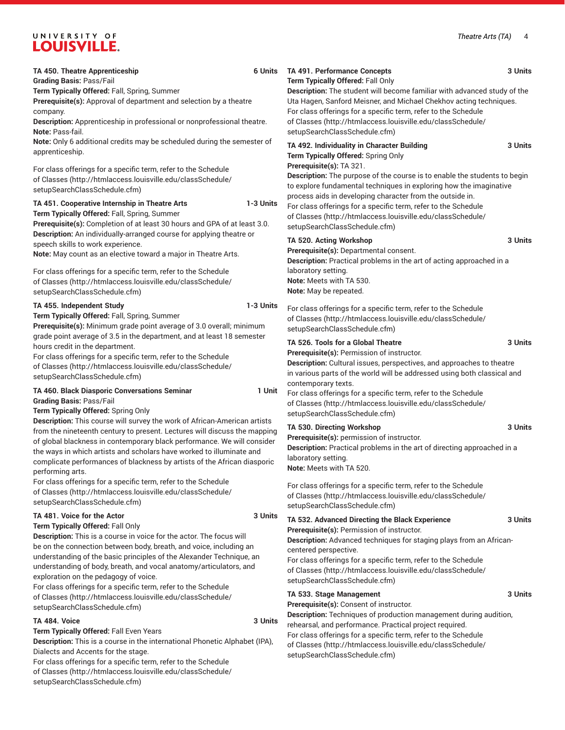**TA 450. Theatre Apprenticeship** **6 Units**
**Grading Basis:** Pass/Fail
**Term Typically Offered:** Fall, Spring, Summer
**Prerequisite(s):** Approval of department and selection by a theatre company.
**Description:** Apprenticeship in professional or nonprofessional theatre.
**Note:** Pass-fail.
**Note:** Only 6 additional credits may be scheduled during the semester of apprenticeship.

For class offerings for a specific term, refer to the Schedule of Classes (http://htmlaccess.louisville.edu/classSchedule/setupSearchClassSchedule.cfm)

**TA 451. Cooperative Internship in Theatre Arts** **1-3 Units**
**Term Typically Offered:** Fall, Spring, Summer
**Prerequisite(s):** Completion of at least 30 hours and GPA of at least 3.0.
**Description:** An individually-arranged course for applying theatre or speech skills to work experience.
**Note:** May count as an elective toward a major in Theatre Arts.

For class offerings for a specific term, refer to the Schedule of Classes (http://htmlaccess.louisville.edu/classSchedule/setupSearchClassSchedule.cfm)

**TA 455. Independent Study** **1-3 Units**
**Term Typically Offered:** Fall, Spring, Summer
**Prerequisite(s):** Minimum grade point average of 3.0 overall; minimum grade point average of 3.5 in the department, and at least 18 semester hours credit in the department.
For class offerings for a specific term, refer to the Schedule of Classes (http://htmlaccess.louisville.edu/classSchedule/setupSearchClassSchedule.cfm)

**TA 460. Black Diasporic Conversations Seminar** **1 Unit**
**Grading Basis:** Pass/Fail
**Term Typically Offered:** Spring Only
**Description:** This course will survey the work of African-American artists from the nineteenth century to present. Lectures will discuss the mapping of global blackness in contemporary black performance. We will consider the ways in which artists and scholars have worked to illuminate and complicate performances of blackness by artists of the African diasporic performing arts.
For class offerings for a specific term, refer to the Schedule of Classes (http://htmlaccess.louisville.edu/classSchedule/setupSearchClassSchedule.cfm)

**TA 481. Voice for the Actor** **3 Units**
**Term Typically Offered:** Fall Only
**Description:** This is a course in voice for the actor. The focus will be on the connection between body, breath, and voice, including an understanding of the basic principles of the Alexander Technique, an understanding of body, breath, and vocal anatomy/articulators, and exploration on the pedagogy of voice.
For class offerings for a specific term, refer to the Schedule of Classes (http://htmlaccess.louisville.edu/classSchedule/setupSearchClassSchedule.cfm)

**TA 484. Voice** **3 Units**
**Term Typically Offered:** Fall Even Years
**Description:** This is a course in the international Phonetic Alphabet (IPA), Dialects and Accents for the stage.
For class offerings for a specific term, refer to the Schedule of Classes (http://htmlaccess.louisville.edu/classSchedule/setupSearchClassSchedule.cfm)

**TA 491. Performance Concepts** **3 Units**
**Term Typically Offered:** Fall Only
**Description:** The student will become familiar with advanced study of the Uta Hagen, Sanford Meisner, and Michael Chekhov acting techniques.
For class offerings for a specific term, refer to the Schedule of Classes (http://htmlaccess.louisville.edu/classSchedule/setupSearchClassSchedule.cfm)

**TA 492. Individuality in Character Building** **3 Units**
**Term Typically Offered:** Spring Only
**Prerequisite(s):** TA 321.
**Description:** The purpose of the course is to enable the students to begin to explore fundamental techniques in exploring how the imaginative process aids in developing character from the outside in.
For class offerings for a specific term, refer to the Schedule of Classes (http://htmlaccess.louisville.edu/classSchedule/setupSearchClassSchedule.cfm)

**TA 520. Acting Workshop** **3 Units**
**Prerequisite(s):** Departmental consent.
**Description:** Practical problems in the art of acting approached in a laboratory setting.
**Note:** Meets with TA 530.
**Note:** May be repeated.

For class offerings for a specific term, refer to the Schedule of Classes (http://htmlaccess.louisville.edu/classSchedule/setupSearchClassSchedule.cfm)

**TA 526. Tools for a Global Theatre** **3 Units**
**Prerequisite(s):** Permission of instructor.
**Description:** Cultural issues, perspectives, and approaches to theatre in various parts of the world will be addressed using both classical and contemporary texts.
For class offerings for a specific term, refer to the Schedule of Classes (http://htmlaccess.louisville.edu/classSchedule/setupSearchClassSchedule.cfm)

**TA 530. Directing Workshop** **3 Units**
**Prerequisite(s):** permission of instructor.
**Description:** Practical problems in the art of directing approached in a laboratory setting.
**Note:** Meets with TA 520.

For class offerings for a specific term, refer to the Schedule of Classes (http://htmlaccess.louisville.edu/classSchedule/setupSearchClassSchedule.cfm)

**TA 532. Advanced Directing the Black Experience** **3 Units**
**Prerequisite(s):** Permission of instructor.
**Description:** Advanced techniques for staging plays from an African-centered perspective.
For class offerings for a specific term, refer to the Schedule of Classes (http://htmlaccess.louisville.edu/classSchedule/setupSearchClassSchedule.cfm)

**TA 533. Stage Management** **3 Units**
**Prerequisite(s):** Consent of instructor.
**Description:** Techniques of production management during audition, rehearsal, and performance. Practical project required.
For class offerings for a specific term, refer to the Schedule of Classes (http://htmlaccess.louisville.edu/classSchedule/setupSearchClassSchedule.cfm)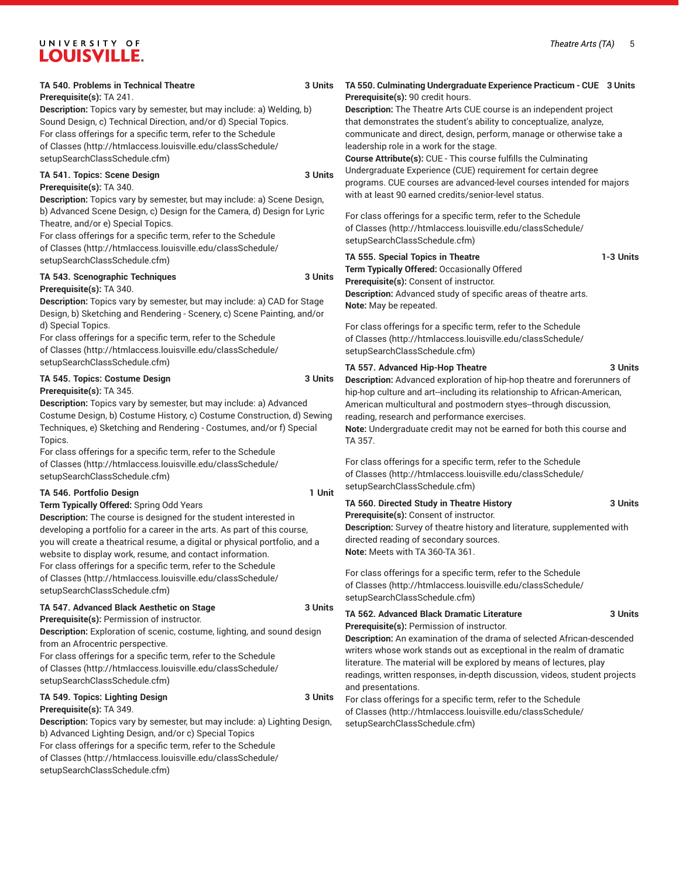**TA 540. Problems in Technical Theatre** 3 Units
**Prerequisite(s):** TA 241.
**Description:** Topics vary by semester, but may include: a) Welding, b) Sound Design, c) Technical Direction, and/or d) Special Topics.
For class offerings for a specific term, refer to the Schedule of Classes (http://htmlaccess.louisville.edu/classSchedule/setupSearchClassSchedule.cfm)

**TA 541. Topics: Scene Design** 3 Units
**Prerequisite(s):** TA 340.
**Description:** Topics vary by semester, but may include: a) Scene Design, b) Advanced Scene Design, c) Design for the Camera, d) Design for Lyric Theatre, and/or e) Special Topics.
For class offerings for a specific term, refer to the Schedule of Classes (http://htmlaccess.louisville.edu/classSchedule/setupSearchClassSchedule.cfm)

**TA 543. Scenographic Techniques** 3 Units
**Prerequisite(s):** TA 340.
**Description:** Topics vary by semester, but may include: a) CAD for Stage Design, b) Sketching and Rendering - Scenery, c) Scene Painting, and/or d) Special Topics.
For class offerings for a specific term, refer to the Schedule of Classes (http://htmlaccess.louisville.edu/classSchedule/setupSearchClassSchedule.cfm)

**TA 545. Topics: Costume Design** 3 Units
**Prerequisite(s):** TA 345.
**Description:** Topics vary by semester, but may include: a) Advanced Costume Design, b) Costume History, c) Costume Construction, d) Sewing Techniques, e) Sketching and Rendering - Costumes, and/or f) Special Topics.
For class offerings for a specific term, refer to the Schedule of Classes (http://htmlaccess.louisville.edu/classSchedule/setupSearchClassSchedule.cfm)

**TA 546. Portfolio Design** 1 Unit
**Term Typically Offered:** Spring Odd Years
**Description:** The course is designed for the student interested in developing a portfolio for a career in the arts. As part of this course, you will create a theatrical resume, a digital or physical portfolio, and a website to display work, resume, and contact information.
For class offerings for a specific term, refer to the Schedule of Classes (http://htmlaccess.louisville.edu/classSchedule/setupSearchClassSchedule.cfm)

**TA 547. Advanced Black Aesthetic on Stage** 3 Units
**Prerequisite(s):** Permission of instructor.
**Description:** Exploration of scenic, costume, lighting, and sound design from an Afrocentric perspective.
For class offerings for a specific term, refer to the Schedule of Classes (http://htmlaccess.louisville.edu/classSchedule/setupSearchClassSchedule.cfm)

**TA 549. Topics: Lighting Design** 3 Units
**Prerequisite(s):** TA 349.
**Description:** Topics vary by semester, but may include: a) Lighting Design, b) Advanced Lighting Design, and/or c) Special Topics
For class offerings for a specific term, refer to the Schedule of Classes (http://htmlaccess.louisville.edu/classSchedule/setupSearchClassSchedule.cfm)

**TA 550. Culminating Undergraduate Experience Practicum - CUE** 3 Units
**Prerequisite(s):** 90 credit hours.
**Description:** The Theatre Arts CUE course is an independent project that demonstrates the student's ability to conceptualize, analyze, communicate and direct, design, perform, manage or otherwise take a leadership role in a work for the stage.
**Course Attribute(s):** CUE - This course fulfills the Culminating Undergraduate Experience (CUE) requirement for certain degree programs. CUE courses are advanced-level courses intended for majors with at least 90 earned credits/senior-level status.

For class offerings for a specific term, refer to the Schedule of Classes (http://htmlaccess.louisville.edu/classSchedule/setupSearchClassSchedule.cfm)

**TA 555. Special Topics in Theatre** 1-3 Units
**Term Typically Offered:** Occasionally Offered
**Prerequisite(s):** Consent of instructor.
**Description:** Advanced study of specific areas of theatre arts.
**Note:** May be repeated.

For class offerings for a specific term, refer to the Schedule of Classes (http://htmlaccess.louisville.edu/classSchedule/setupSearchClassSchedule.cfm)

**TA 557. Advanced Hip-Hop Theatre** 3 Units
**Description:** Advanced exploration of hip-hop theatre and forerunners of hip-hop culture and art--including its relationship to African-American, American multicultural and postmodern styes--through discussion, reading, research and performance exercises.
**Note:** Undergraduate credit may not be earned for both this course and TA 357.

For class offerings for a specific term, refer to the Schedule of Classes (http://htmlaccess.louisville.edu/classSchedule/setupSearchClassSchedule.cfm)

**TA 560. Directed Study in Theatre History** 3 Units
**Prerequisite(s):** Consent of instructor.
**Description:** Survey of theatre history and literature, supplemented with directed reading of secondary sources.
**Note:** Meets with TA 360-TA 361.

For class offerings for a specific term, refer to the Schedule of Classes (http://htmlaccess.louisville.edu/classSchedule/setupSearchClassSchedule.cfm)

**TA 562. Advanced Black Dramatic Literature** 3 Units
**Prerequisite(s):** Permission of instructor.
**Description:** An examination of the drama of selected African-descended writers whose work stands out as exceptional in the realm of dramatic literature. The material will be explored by means of lectures, play readings, written responses, in-depth discussion, videos, student projects and presentations.
For class offerings for a specific term, refer to the Schedule of Classes (http://htmlaccess.louisville.edu/classSchedule/setupSearchClassSchedule.cfm)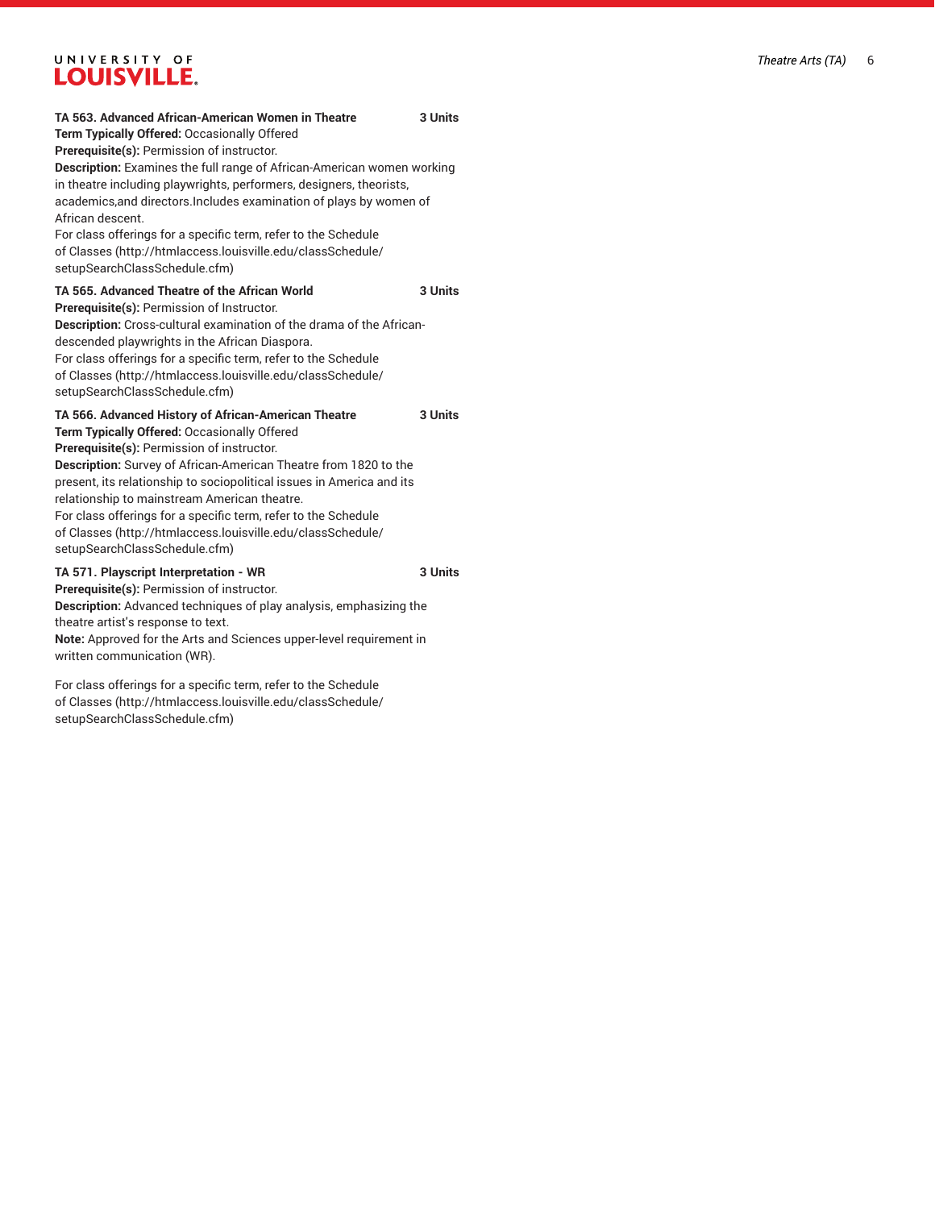**TA 563. Advanced African-American Women in Theatre** **3 Units**

**Term Typically Offered:** Occasionally Offered

**Prerequisite(s):** Permission of instructor.

**Description:** Examines the full range of African-American women working in theatre including playwrights, performers, designers, theorists, academics,and directors.Includes examination of plays by women of African descent.

For class offerings for a specific term, refer to the Schedule of Classes (http://htmlaccess.louisville.edu/classSchedule/setupSearchClassSchedule.cfm)

**TA 565. Advanced Theatre of the African World** **3 Units**

**Prerequisite(s):** Permission of Instructor.

**Description:** Cross-cultural examination of the drama of the African-descended playwrights in the African Diaspora.

For class offerings for a specific term, refer to the Schedule of Classes (http://htmlaccess.louisville.edu/classSchedule/setupSearchClassSchedule.cfm)

**TA 566. Advanced History of African-American Theatre** **3 Units**

**Term Typically Offered:** Occasionally Offered

**Prerequisite(s):** Permission of instructor.

**Description:** Survey of African-American Theatre from 1820 to the present, its relationship to sociopolitical issues in America and its relationship to mainstream American theatre.

For class offerings for a specific term, refer to the Schedule of Classes (http://htmlaccess.louisville.edu/classSchedule/setupSearchClassSchedule.cfm)

**TA 571. Playscript Interpretation - WR** **3 Units**

**Prerequisite(s):** Permission of instructor.

**Description:** Advanced techniques of play analysis, emphasizing the theatre artist's response to text.

**Note:** Approved for the Arts and Sciences upper-level requirement in written communication (WR).

For class offerings for a specific term, refer to the Schedule of Classes (http://htmlaccess.louisville.edu/classSchedule/setupSearchClassSchedule.cfm)